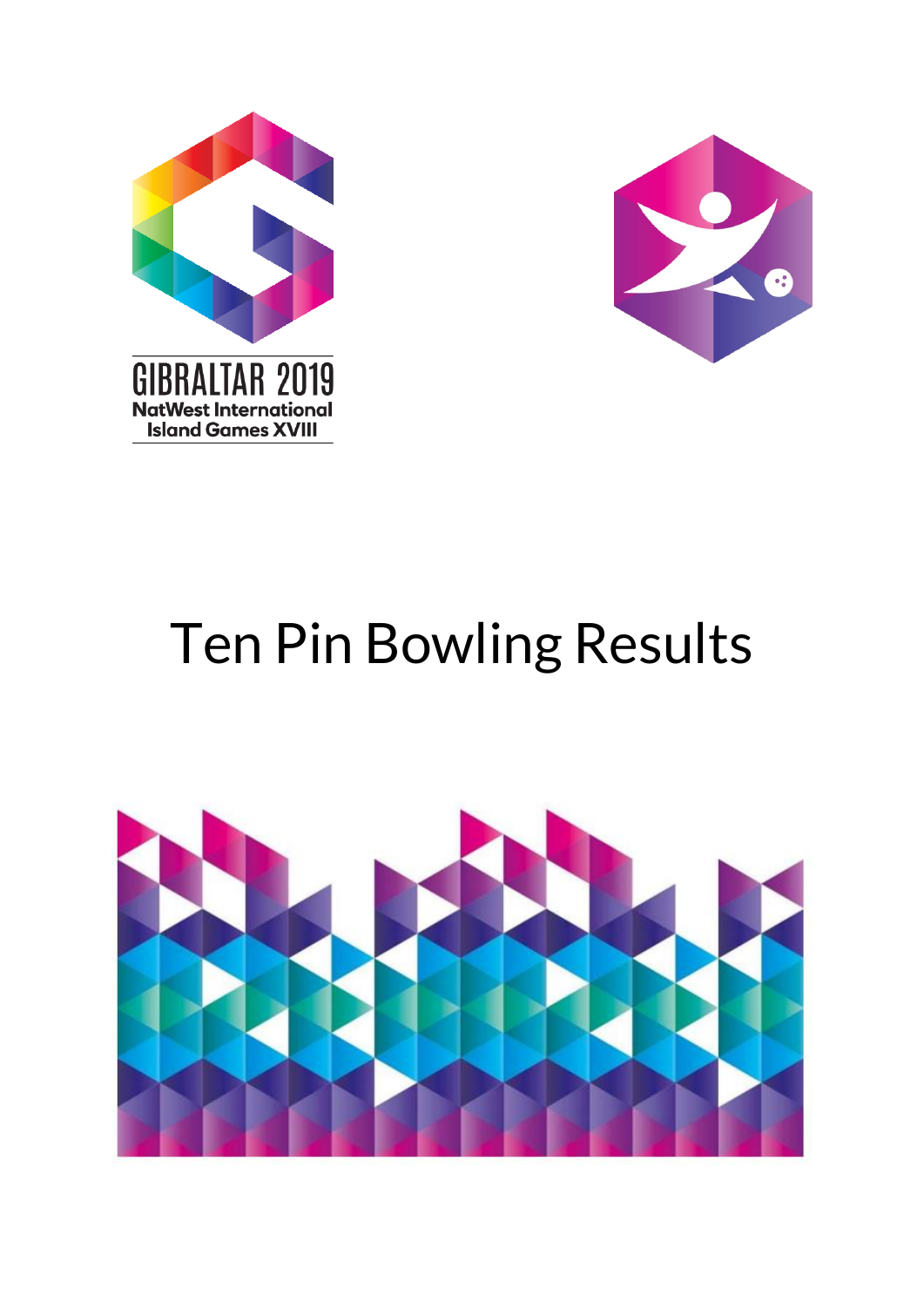GIBRALTAR 2019

NatWest International Island Games XVIII

# Ten Pin Bowling Results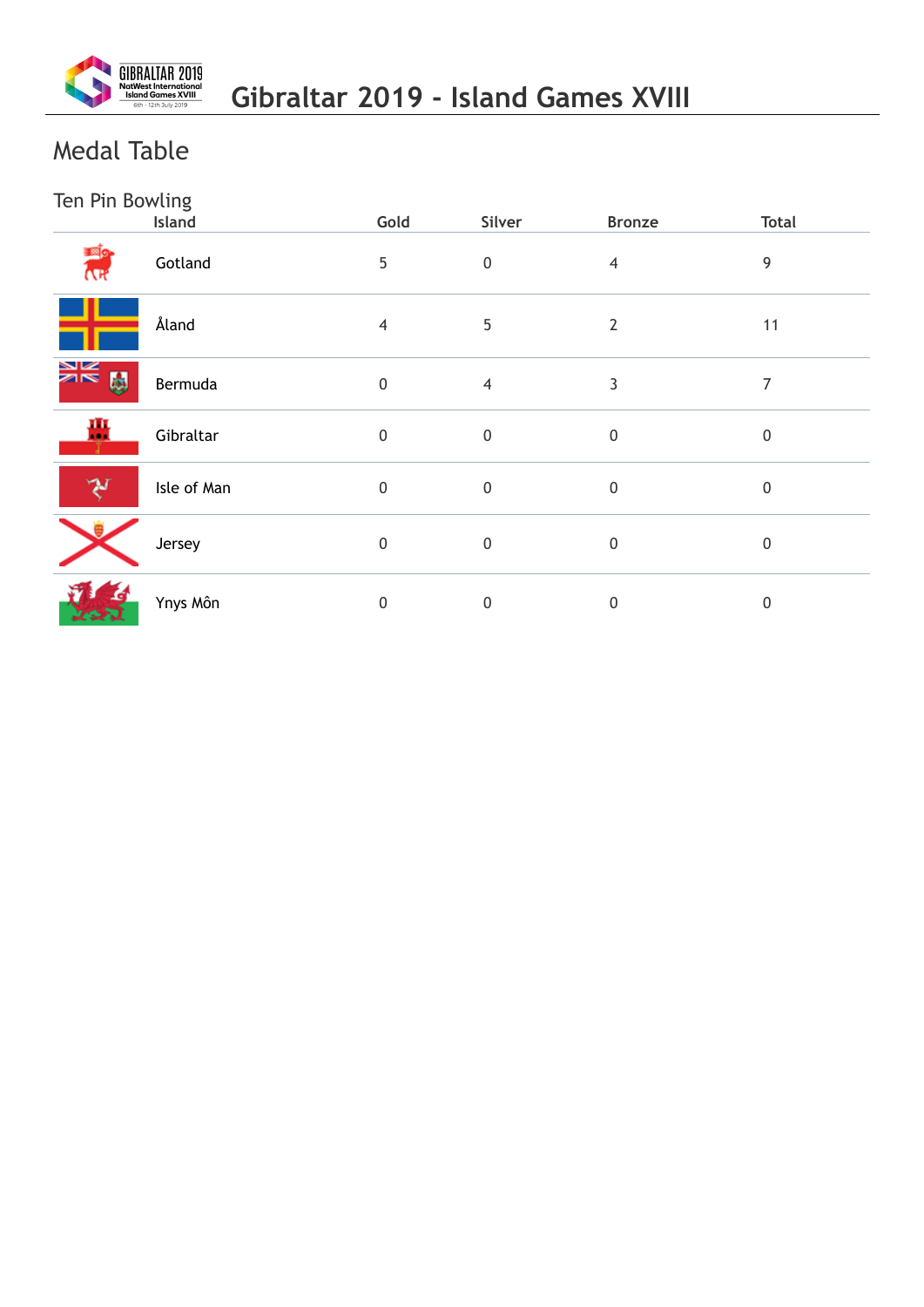# Gibraltar 2019 - Island Games XVIII

## Medal Table

### Ten Pin Bowling

| Island | Gold | Silver | Bronze | Total |
|---|---|---|---|---|
| Gotland | 5 | 0 | 4 | 9 |
| Åland | 4 | 5 | 2 | 11 |
| Bermuda | 0 | 4 | 3 | 7 |
| Gibraltar | 0 | 0 | 0 | 0 |
| Isle of Man | 0 | 0 | 0 | 0 |
| Jersey | 0 | 0 | 0 | 0 |
| Ynys Môn | 0 | 0 | 0 | 0 |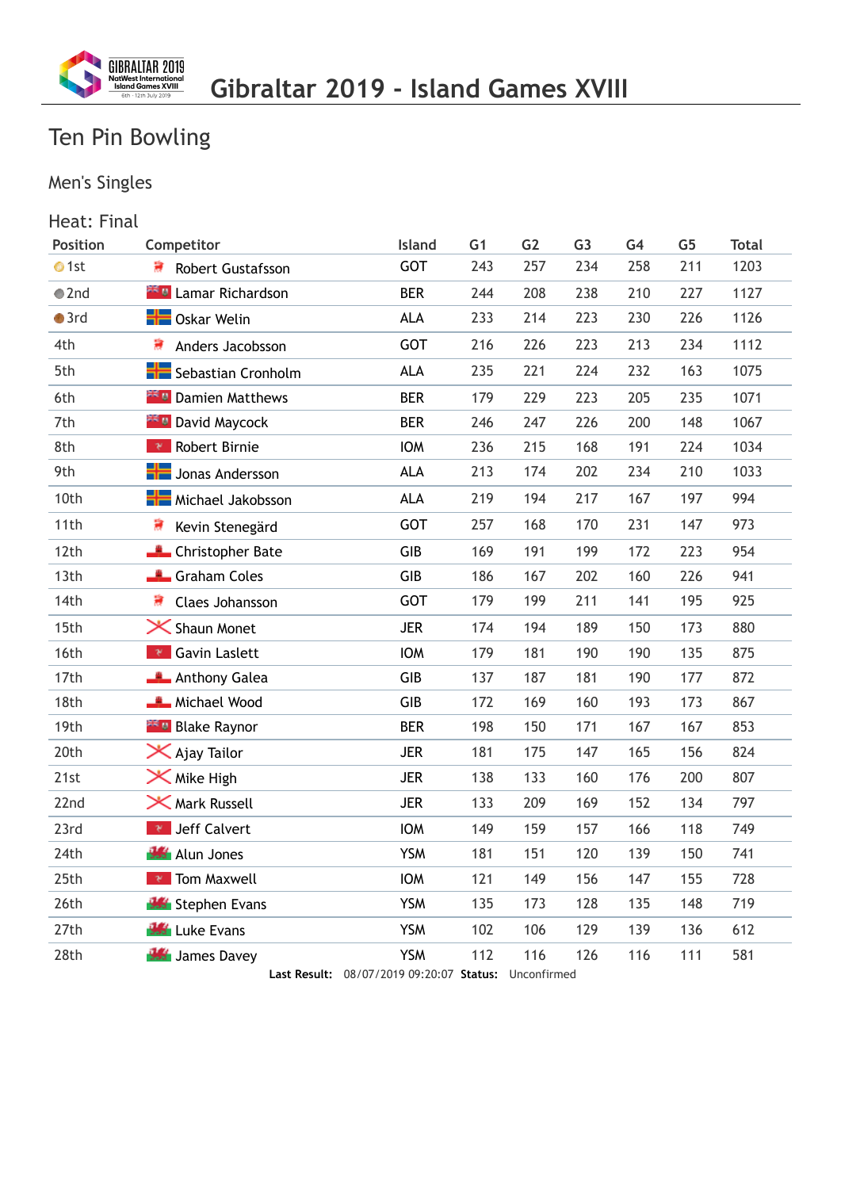# Gibraltar 2019 - Island Games XVIII

## Ten Pin Bowling

### Men's Singles

### Heat: Final

| Position | Competitor | Island | G1 | G2 | G3 | G4 | G5 | Total |
|---|---|---|---|---|---|---|---|---|
| 1st | Robert Gustafsson | GOT | 243 | 257 | 234 | 258 | 211 | 1203 |
| 2nd | Lamar Richardson | BER | 244 | 208 | 238 | 210 | 227 | 1127 |
| 3rd | Oskar Welin | ALA | 233 | 214 | 223 | 230 | 226 | 1126 |
| 4th | Anders Jacobsson | GOT | 216 | 226 | 223 | 213 | 234 | 1112 |
| 5th | Sebastian Cronholm | ALA | 235 | 221 | 224 | 232 | 163 | 1075 |
| 6th | Damien Matthews | BER | 179 | 229 | 223 | 205 | 235 | 1071 |
| 7th | David Maycock | BER | 246 | 247 | 226 | 200 | 148 | 1067 |
| 8th | Robert Birnie | IOM | 236 | 215 | 168 | 191 | 224 | 1034 |
| 9th | Jonas Andersson | ALA | 213 | 174 | 202 | 234 | 210 | 1033 |
| 10th | Michael Jakobsson | ALA | 219 | 194 | 217 | 167 | 197 | 994 |
| 11th | Kevin Stenegärd | GOT | 257 | 168 | 170 | 231 | 147 | 973 |
| 12th | Christopher Bate | GIB | 169 | 191 | 199 | 172 | 223 | 954 |
| 13th | Graham Coles | GIB | 186 | 167 | 202 | 160 | 226 | 941 |
| 14th | Claes Johansson | GOT | 179 | 199 | 211 | 141 | 195 | 925 |
| 15th | Shaun Monet | JER | 174 | 194 | 189 | 150 | 173 | 880 |
| 16th | Gavin Laslett | IOM | 179 | 181 | 190 | 190 | 135 | 875 |
| 17th | Anthony Galea | GIB | 137 | 187 | 181 | 190 | 177 | 872 |
| 18th | Michael Wood | GIB | 172 | 169 | 160 | 193 | 173 | 867 |
| 19th | Blake Raynor | BER | 198 | 150 | 171 | 167 | 167 | 853 |
| 20th | Ajay Tailor | JER | 181 | 175 | 147 | 165 | 156 | 824 |
| 21st | Mike High | JER | 138 | 133 | 160 | 176 | 200 | 807 |
| 22nd | Mark Russell | JER | 133 | 209 | 169 | 152 | 134 | 797 |
| 23rd | Jeff Calvert | IOM | 149 | 159 | 157 | 166 | 118 | 749 |
| 24th | Alun Jones | YSM | 181 | 151 | 120 | 139 | 150 | 741 |
| 25th | Tom Maxwell | IOM | 121 | 149 | 156 | 147 | 155 | 728 |
| 26th | Stephen Evans | YSM | 135 | 173 | 128 | 135 | 148 | 719 |
| 27th | Luke Evans | YSM | 102 | 106 | 129 | 139 | 136 | 612 |
| 28th | James Davey | YSM | 112 | 116 | 126 | 116 | 111 | 581 |

**Last Result:** 08/07/2019 09:20:07 **Status:** Unconfirmed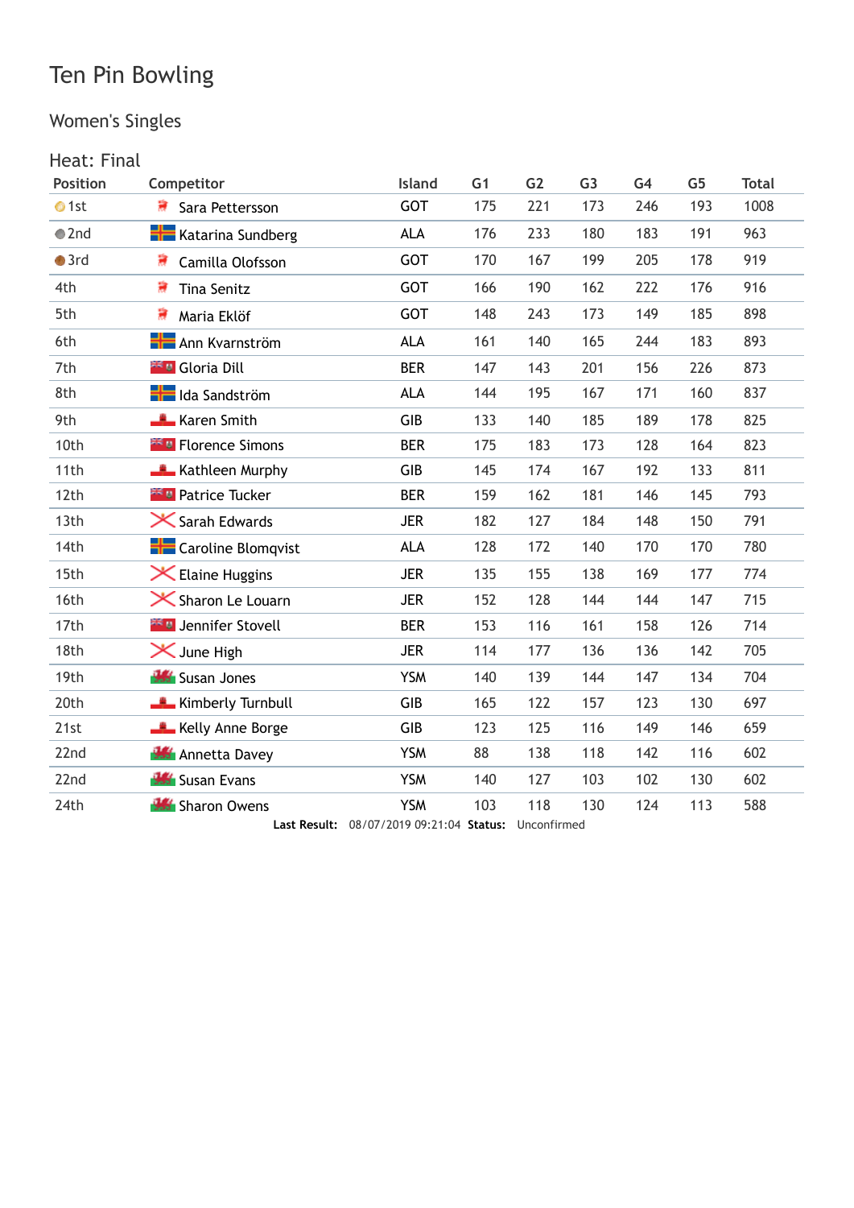# Ten Pin Bowling

## Women's Singles

### Heat: Final

| Position | Competitor | Island | G1 | G2 | G3 | G4 | G5 | Total |
|---|---|---|---|---|---|---|---|---|
| 1st | Sara Pettersson | GOT | 175 | 221 | 173 | 246 | 193 | 1008 |
| 2nd | Katarina Sundberg | ALA | 176 | 233 | 180 | 183 | 191 | 963 |
| 3rd | Camilla Olofsson | GOT | 170 | 167 | 199 | 205 | 178 | 919 |
| 4th | Tina Senitz | GOT | 166 | 190 | 162 | 222 | 176 | 916 |
| 5th | Maria Eklöf | GOT | 148 | 243 | 173 | 149 | 185 | 898 |
| 6th | Ann Kvarnström | ALA | 161 | 140 | 165 | 244 | 183 | 893 |
| 7th | Gloria Dill | BER | 147 | 143 | 201 | 156 | 226 | 873 |
| 8th | Ida Sandström | ALA | 144 | 195 | 167 | 171 | 160 | 837 |
| 9th | Karen Smith | GIB | 133 | 140 | 185 | 189 | 178 | 825 |
| 10th | Florence Simons | BER | 175 | 183 | 173 | 128 | 164 | 823 |
| 11th | Kathleen Murphy | GIB | 145 | 174 | 167 | 192 | 133 | 811 |
| 12th | Patrice Tucker | BER | 159 | 162 | 181 | 146 | 145 | 793 |
| 13th | Sarah Edwards | JER | 182 | 127 | 184 | 148 | 150 | 791 |
| 14th | Caroline Blomqvist | ALA | 128 | 172 | 140 | 170 | 170 | 780 |
| 15th | Elaine Huggins | JER | 135 | 155 | 138 | 169 | 177 | 774 |
| 16th | Sharon Le Louarn | JER | 152 | 128 | 144 | 144 | 147 | 715 |
| 17th | Jennifer Stovell | BER | 153 | 116 | 161 | 158 | 126 | 714 |
| 18th | June High | JER | 114 | 177 | 136 | 136 | 142 | 705 |
| 19th | Susan Jones | YSM | 140 | 139 | 144 | 147 | 134 | 704 |
| 20th | Kimberly Turnbull | GIB | 165 | 122 | 157 | 123 | 130 | 697 |
| 21st | Kelly Anne Borge | GIB | 123 | 125 | 116 | 149 | 146 | 659 |
| 22nd | Annetta Davey | YSM | 88 | 138 | 118 | 142 | 116 | 602 |
| 22nd | Susan Evans | YSM | 140 | 127 | 103 | 102 | 130 | 602 |
| 24th | Sharon Owens | YSM | 103 | 118 | 130 | 124 | 113 | 588 |

**Last Result:** 08/07/2019 09:21:04 **Status:** Unconfirmed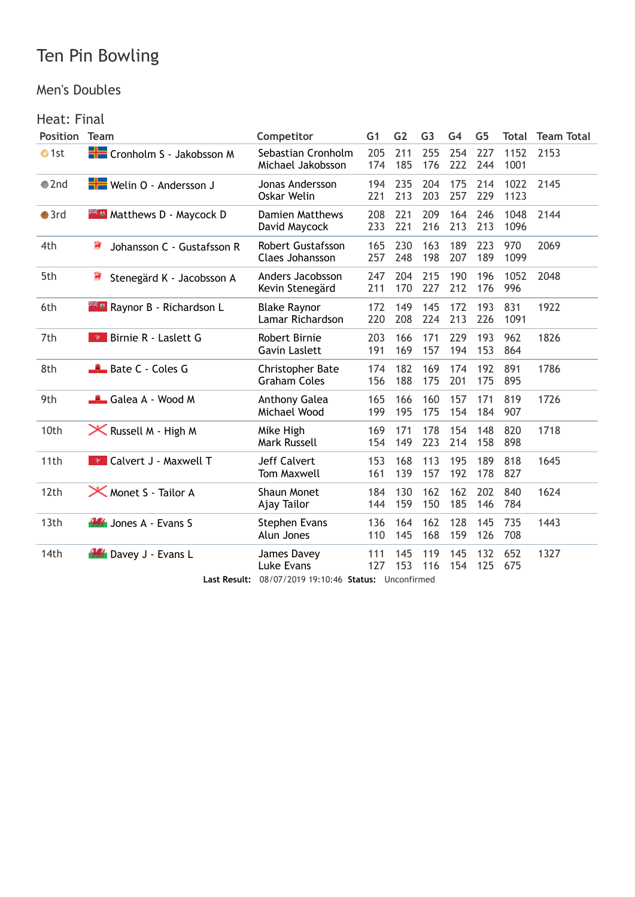# Ten Pin Bowling

## Men's Doubles

### Heat: Final

| Position | Team | Competitor | G1 | G2 | G3 | G4 | G5 | Total | Team Total |
|---|---|---|---|---|---|---|---|---|---|
| 1st | Cronholm S - Jakobsson M | Sebastian Cronholm | 205 | 211 | 255 | 254 | 227 | 1152 | 2153 |
| | | Michael Jakobsson | 174 | 185 | 176 | 222 | 244 | 1001 | |
| 2nd | Welin O - Andersson J | Jonas Andersson | 194 | 235 | 204 | 175 | 214 | 1022 | 2145 |
| | | Oskar Welin | 221 | 213 | 203 | 257 | 229 | 1123 | |
| 3rd | Matthews D - Maycock D | Damien Matthews | 208 | 221 | 209 | 164 | 246 | 1048 | 2144 |
| | | David Maycock | 233 | 221 | 216 | 213 | 213 | 1096 | |
| 4th | Johansson C - Gustafsson R | Robert Gustafsson | 165 | 230 | 163 | 189 | 223 | 970 | 2069 |
| | | Claes Johansson | 257 | 248 | 198 | 207 | 189 | 1099 | |
| 5th | Stenegärd K - Jacobsson A | Anders Jacobsson | 247 | 204 | 215 | 190 | 196 | 1052 | 2048 |
| | | Kevin Stenegärd | 211 | 170 | 227 | 212 | 176 | 996 | |
| 6th | Raynor B - Richardson L | Blake Raynor | 172 | 149 | 145 | 172 | 193 | 831 | 1922 |
| | | Lamar Richardson | 220 | 208 | 224 | 213 | 226 | 1091 | |
| 7th | Birnie R - Laslett G | Robert Birnie | 203 | 166 | 171 | 229 | 193 | 962 | 1826 |
| | | Gavin Laslett | 191 | 169 | 157 | 194 | 153 | 864 | |
| 8th | Bate C - Coles G | Christopher Bate | 174 | 182 | 169 | 174 | 192 | 891 | 1786 |
| | | Graham Coles | 156 | 188 | 175 | 201 | 175 | 895 | |
| 9th | Galea A - Wood M | Anthony Galea | 165 | 166 | 160 | 157 | 171 | 819 | 1726 |
| | | Michael Wood | 199 | 195 | 175 | 154 | 184 | 907 | |
| 10th | Russell M - High M | Mike High | 169 | 171 | 178 | 154 | 148 | 820 | 1718 |
| | | Mark Russell | 154 | 149 | 223 | 214 | 158 | 898 | |
| 11th | Calvert J - Maxwell T | Jeff Calvert | 153 | 168 | 113 | 195 | 189 | 818 | 1645 |
| | | Tom Maxwell | 161 | 139 | 157 | 192 | 178 | 827 | |
| 12th | Monet S - Tailor A | Shaun Monet | 184 | 130 | 162 | 162 | 202 | 840 | 1624 |
| | | Ajay Tailor | 144 | 159 | 150 | 185 | 146 | 784 | |
| 13th | Jones A - Evans S | Stephen Evans | 136 | 164 | 162 | 128 | 145 | 735 | 1443 |
| | | Alun Jones | 110 | 145 | 168 | 159 | 126 | 708 | |
| 14th | Davey J - Evans L | James Davey | 111 | 145 | 119 | 145 | 132 | 652 | 1327 |
| | | Luke Evans | 127 | 153 | 116 | 154 | 125 | 675 | |

**Last Result:** 08/07/2019 19:10:46 **Status:** Unconfirmed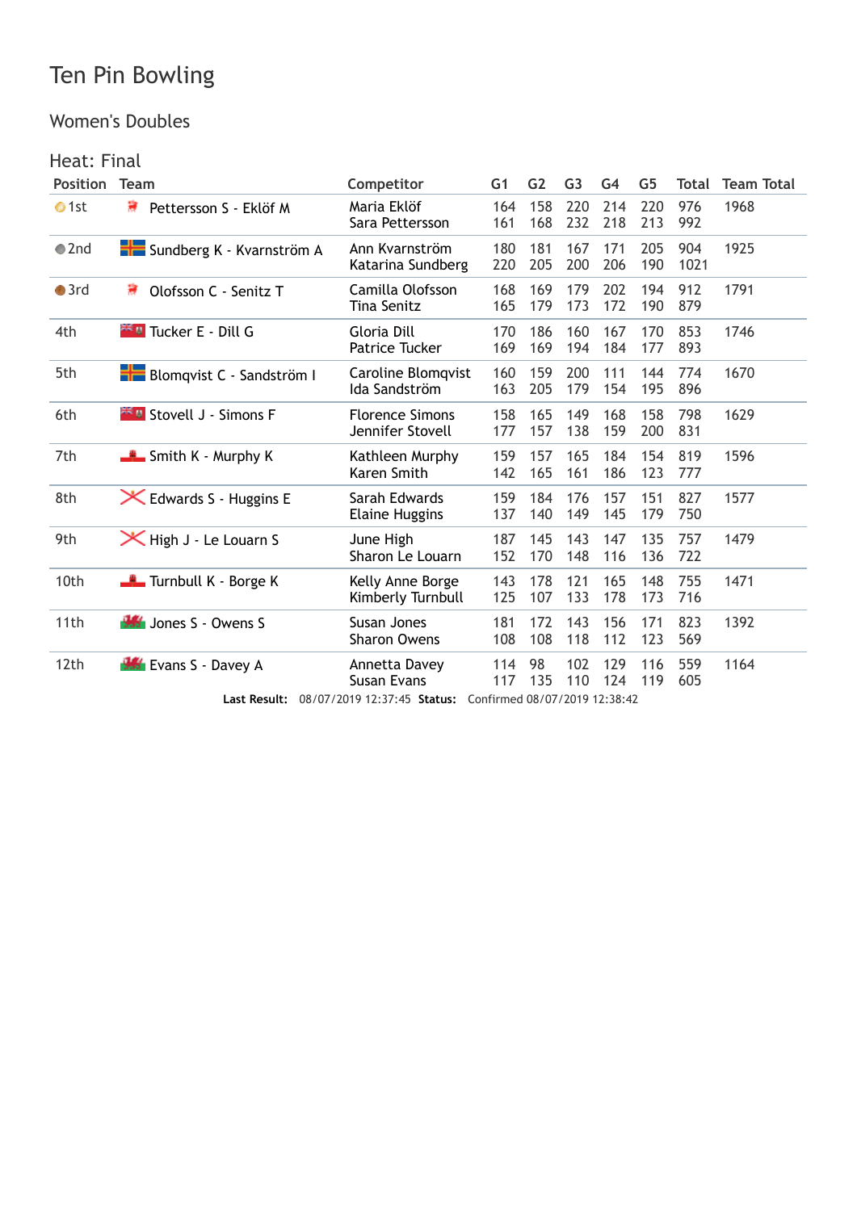# Ten Pin Bowling

## Women's Doubles

### Heat: Final

| Position | Team | Competitor | G1 | G2 | G3 | G4 | G5 | Total | Team Total |
|---|---|---|---|---|---|---|---|---|---|
| 1st | Pettersson S - Eklöf M | Maria Eklöf | 164 | 158 | 220 | 214 | 220 | 976 | 1968 |
| | | Sara Pettersson | 161 | 168 | 232 | 218 | 213 | 992 | |
| 2nd | Sundberg K - Kvarnström A | Ann Kvarnström | 180 | 181 | 167 | 171 | 205 | 904 | 1925 |
| | | Katarina Sundberg | 220 | 205 | 200 | 206 | 190 | 1021 | |
| 3rd | Olofsson C - Senitz T | Camilla Olofsson | 168 | 169 | 179 | 202 | 194 | 912 | 1791 |
| | | Tina Senitz | 165 | 179 | 173 | 172 | 190 | 879 | |
| 4th | Tucker E - Dill G | Gloria Dill | 170 | 186 | 160 | 167 | 170 | 853 | 1746 |
| | | Patrice Tucker | 169 | 169 | 194 | 184 | 177 | 893 | |
| 5th | Blomqvist C - Sandström I | Caroline Blomqvist | 160 | 159 | 200 | 111 | 144 | 774 | 1670 |
| | | Ida Sandström | 163 | 205 | 179 | 154 | 195 | 896 | |
| 6th | Stovell J - Simons F | Florence Simons | 158 | 165 | 149 | 168 | 158 | 798 | 1629 |
| | | Jennifer Stovell | 177 | 157 | 138 | 159 | 200 | 831 | |
| 7th | Smith K - Murphy K | Kathleen Murphy | 159 | 157 | 165 | 184 | 154 | 819 | 1596 |
| | | Karen Smith | 142 | 165 | 161 | 186 | 123 | 777 | |
| 8th | Edwards S - Huggins E | Sarah Edwards | 159 | 184 | 176 | 157 | 151 | 827 | 1577 |
| | | Elaine Huggins | 137 | 140 | 149 | 145 | 179 | 750 | |
| 9th | High J - Le Louarn S | June High | 187 | 145 | 143 | 147 | 135 | 757 | 1479 |
| | | Sharon Le Louarn | 152 | 170 | 148 | 116 | 136 | 722 | |
| 10th | Turnbull K - Borge K | Kelly Anne Borge | 143 | 178 | 121 | 165 | 148 | 755 | 1471 |
| | | Kimberly Turnbull | 125 | 107 | 133 | 178 | 173 | 716 | |
| 11th | Jones S - Owens S | Susan Jones | 181 | 172 | 143 | 156 | 171 | 823 | 1392 |
| | | Sharon Owens | 108 | 108 | 118 | 112 | 123 | 569 | |
| 12th | Evans S - Davey A | Annetta Davey | 114 | 98 | 102 | 129 | 116 | 559 | 1164 |
| | | Susan Evans | 117 | 135 | 110 | 124 | 119 | 605 | |

**Last Result:** 08/07/2019 12:37:45 **Status:** Confirmed 08/07/2019 12:38:42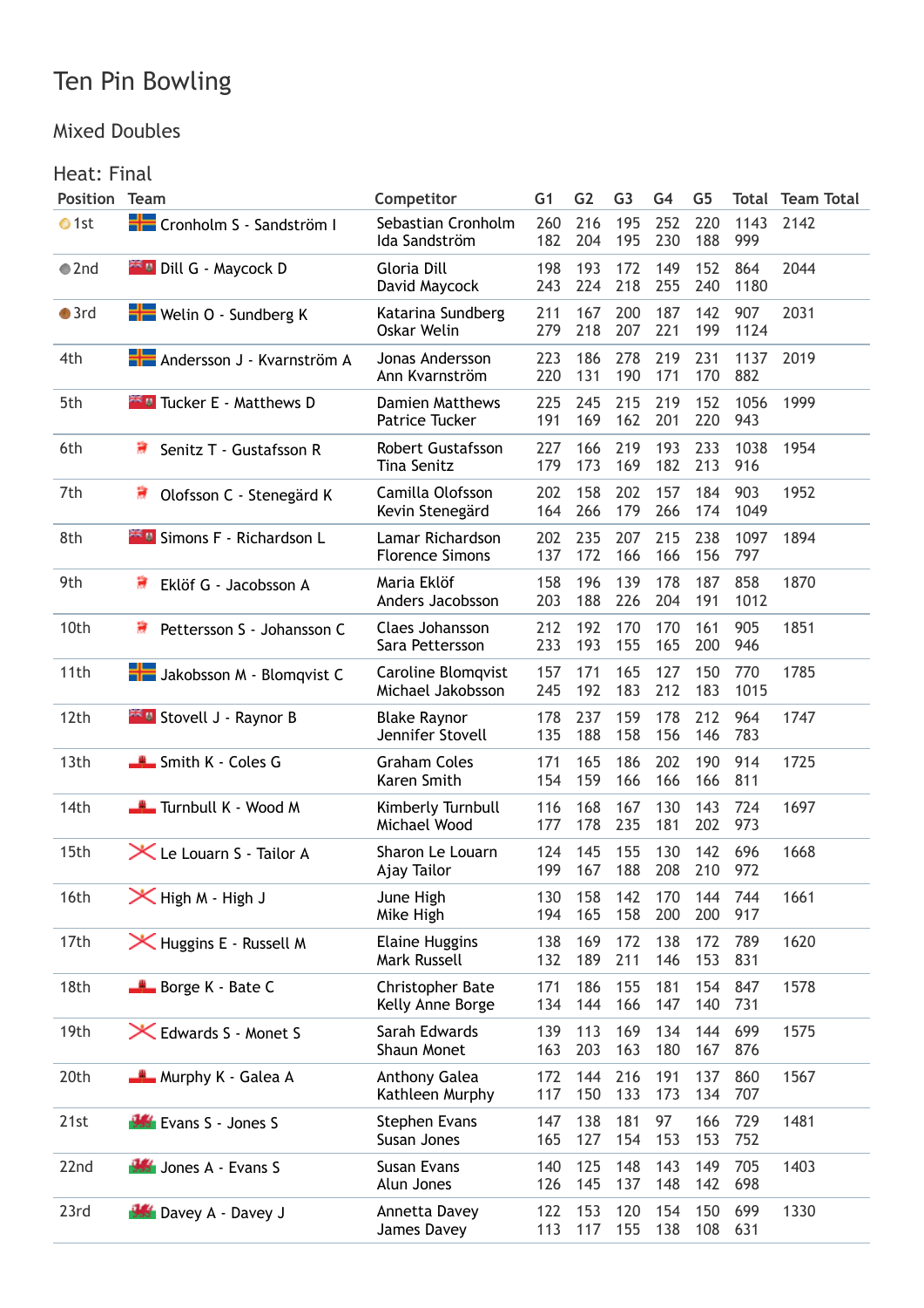# Ten Pin Bowling

## Mixed Doubles

### Heat: Final

| Position | Team | Competitor | G1 | G2 | G3 | G4 | G5 | Total | Team Total |
|---|---|---|---|---|---|---|---|---|---|
| 1st | Cronholm S - Sandström I | Sebastian Cronholm | 260 | 216 | 195 | 252 | 220 | 1143 | 2142 |
| | | Ida Sandström | 182 | 204 | 195 | 230 | 188 | 999 | |
| 2nd | Dill G - Maycock D | Gloria Dill | 198 | 193 | 172 | 149 | 152 | 864 | 2044 |
| | | David Maycock | 243 | 224 | 218 | 255 | 240 | 1180 | |
| 3rd | Welin O - Sundberg K | Katarina Sundberg | 211 | 167 | 200 | 187 | 142 | 907 | 2031 |
| | | Oskar Welin | 279 | 218 | 207 | 221 | 199 | 1124 | |
| 4th | Andersson J - Kvarnström A | Jonas Andersson | 223 | 186 | 278 | 219 | 231 | 1137 | 2019 |
| | | Ann Kvarnström | 220 | 131 | 190 | 171 | 170 | 882 | |
| 5th | Tucker E - Matthews D | Damien Matthews | 225 | 245 | 215 | 219 | 152 | 1056 | 1999 |
| | | Patrice Tucker | 191 | 169 | 162 | 201 | 220 | 943 | |
| 6th | Senitz T - Gustafsson R | Robert Gustafsson | 227 | 166 | 219 | 193 | 233 | 1038 | 1954 |
| | | Tina Senitz | 179 | 173 | 169 | 182 | 213 | 916 | |
| 7th | Olofsson C - Stenegärd K | Camilla Olofsson | 202 | 158 | 202 | 157 | 184 | 903 | 1952 |
| | | Kevin Stenegärd | 164 | 266 | 179 | 266 | 174 | 1049 | |
| 8th | Simons F - Richardson L | Lamar Richardson | 202 | 235 | 207 | 215 | 238 | 1097 | 1894 |
| | | Florence Simons | 137 | 172 | 166 | 166 | 156 | 797 | |
| 9th | Eklöf G - Jacobsson A | Maria Eklöf | 158 | 196 | 139 | 178 | 187 | 858 | 1870 |
| | | Anders Jacobsson | 203 | 188 | 226 | 204 | 191 | 1012 | |
| 10th | Pettersson S - Johansson C | Claes Johansson | 212 | 192 | 170 | 170 | 161 | 905 | 1851 |
| | | Sara Pettersson | 233 | 193 | 155 | 165 | 200 | 946 | |
| 11th | Jakobsson M - Blomqvist C | Caroline Blomqvist | 157 | 171 | 165 | 127 | 150 | 770 | 1785 |
| | | Michael Jakobsson | 245 | 192 | 183 | 212 | 183 | 1015 | |
| 12th | Stovell J - Raynor B | Blake Raynor | 178 | 237 | 159 | 178 | 212 | 964 | 1747 |
| | | Jennifer Stovell | 135 | 188 | 158 | 156 | 146 | 783 | |
| 13th | Smith K - Coles G | Graham Coles | 171 | 165 | 186 | 202 | 190 | 914 | 1725 |
| | | Karen Smith | 154 | 159 | 166 | 166 | 166 | 811 | |
| 14th | Turnbull K - Wood M | Kimberly Turnbull | 116 | 168 | 167 | 130 | 143 | 724 | 1697 |
| | | Michael Wood | 177 | 178 | 235 | 181 | 202 | 973 | |
| 15th | Le Louarn S - Tailor A | Sharon Le Louarn | 124 | 145 | 155 | 130 | 142 | 696 | 1668 |
| | | Ajay Tailor | 199 | 167 | 188 | 208 | 210 | 972 | |
| 16th | High M - High J | June High | 130 | 158 | 142 | 170 | 144 | 744 | 1661 |
| | | Mike High | 194 | 165 | 158 | 200 | 200 | 917 | |
| 17th | Huggins E - Russell M | Elaine Huggins | 138 | 169 | 172 | 138 | 172 | 789 | 1620 |
| | | Mark Russell | 132 | 189 | 211 | 146 | 153 | 831 | |
| 18th | Borge K - Bate C | Christopher Bate | 171 | 186 | 155 | 181 | 154 | 847 | 1578 |
| | | Kelly Anne Borge | 134 | 144 | 166 | 147 | 140 | 731 | |
| 19th | Edwards S - Monet S | Sarah Edwards | 139 | 113 | 169 | 134 | 144 | 699 | 1575 |
| | | Shaun Monet | 163 | 203 | 163 | 180 | 167 | 876 | |
| 20th | Murphy K - Galea A | Anthony Galea | 172 | 144 | 216 | 191 | 137 | 860 | 1567 |
| | | Kathleen Murphy | 117 | 150 | 133 | 173 | 134 | 707 | |
| 21st | Evans S - Jones S | Stephen Evans | 147 | 138 | 181 | 97 | 166 | 729 | 1481 |
| | | Susan Jones | 165 | 127 | 154 | 153 | 153 | 752 | |
| 22nd | Jones A - Evans S | Susan Evans | 140 | 125 | 148 | 143 | 149 | 705 | 1403 |
| | | Alun Jones | 126 | 145 | 137 | 148 | 142 | 698 | |
| 23rd | Davey A - Davey J | Annetta Davey | 122 | 153 | 120 | 154 | 150 | 699 | 1330 |
| | | James Davey | 113 | 117 | 155 | 138 | 108 | 631 | |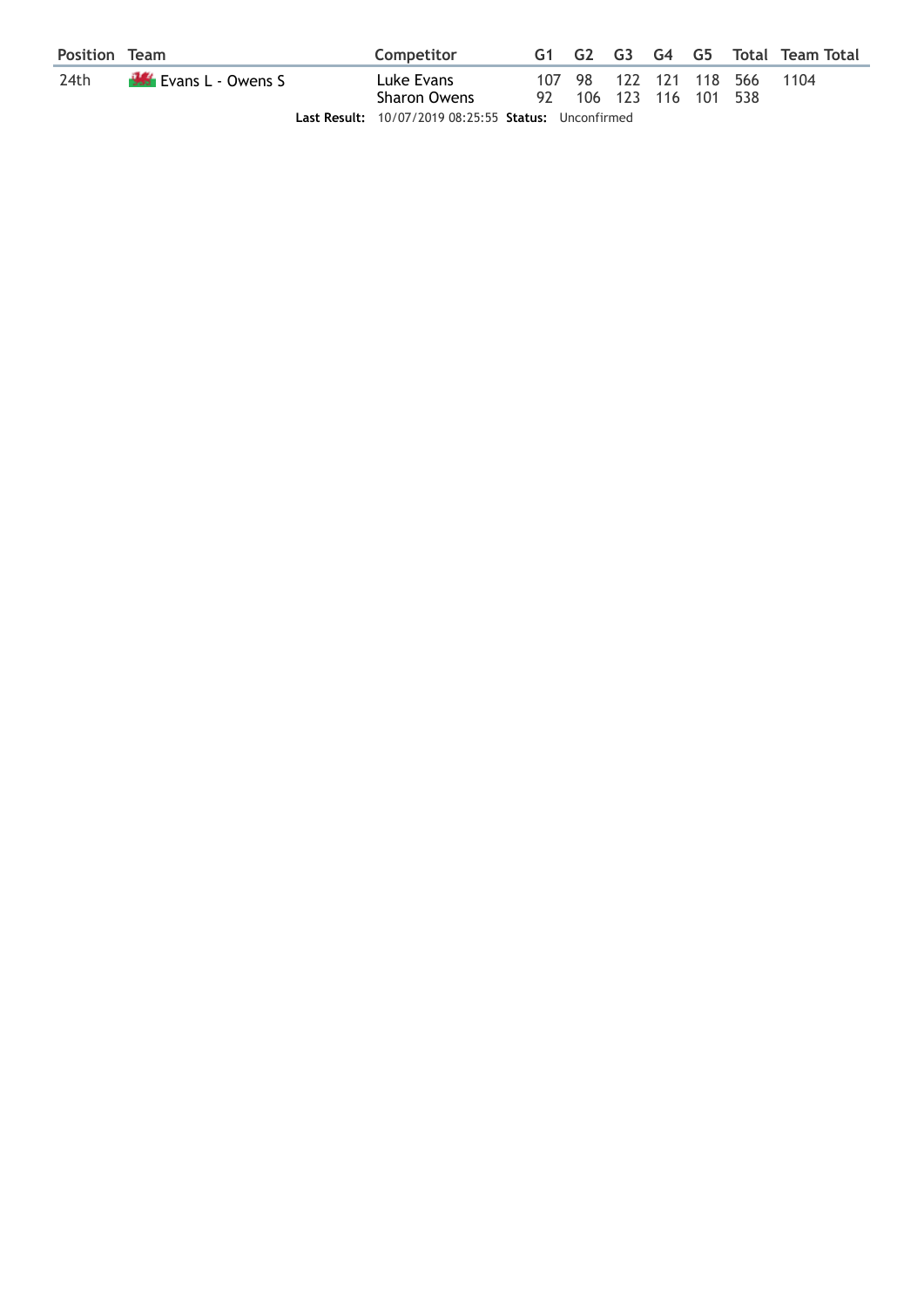| Position | Team | Competitor | G1 | G2 | G3 | G4 | G5 | Total | Team Total |
|---|---|---|---|---|---|---|---|---|---|
| 24th | Evans L - Owens S | Luke Evans | 107 | 98 | 122 | 121 | 118 | 566 | 1104 |
| | | Sharon Owens | 92 | 106 | 123 | 116 | 101 | 538 | |

**Last Result:** 10/07/2019 08:25:55 **Status:** Unconfirmed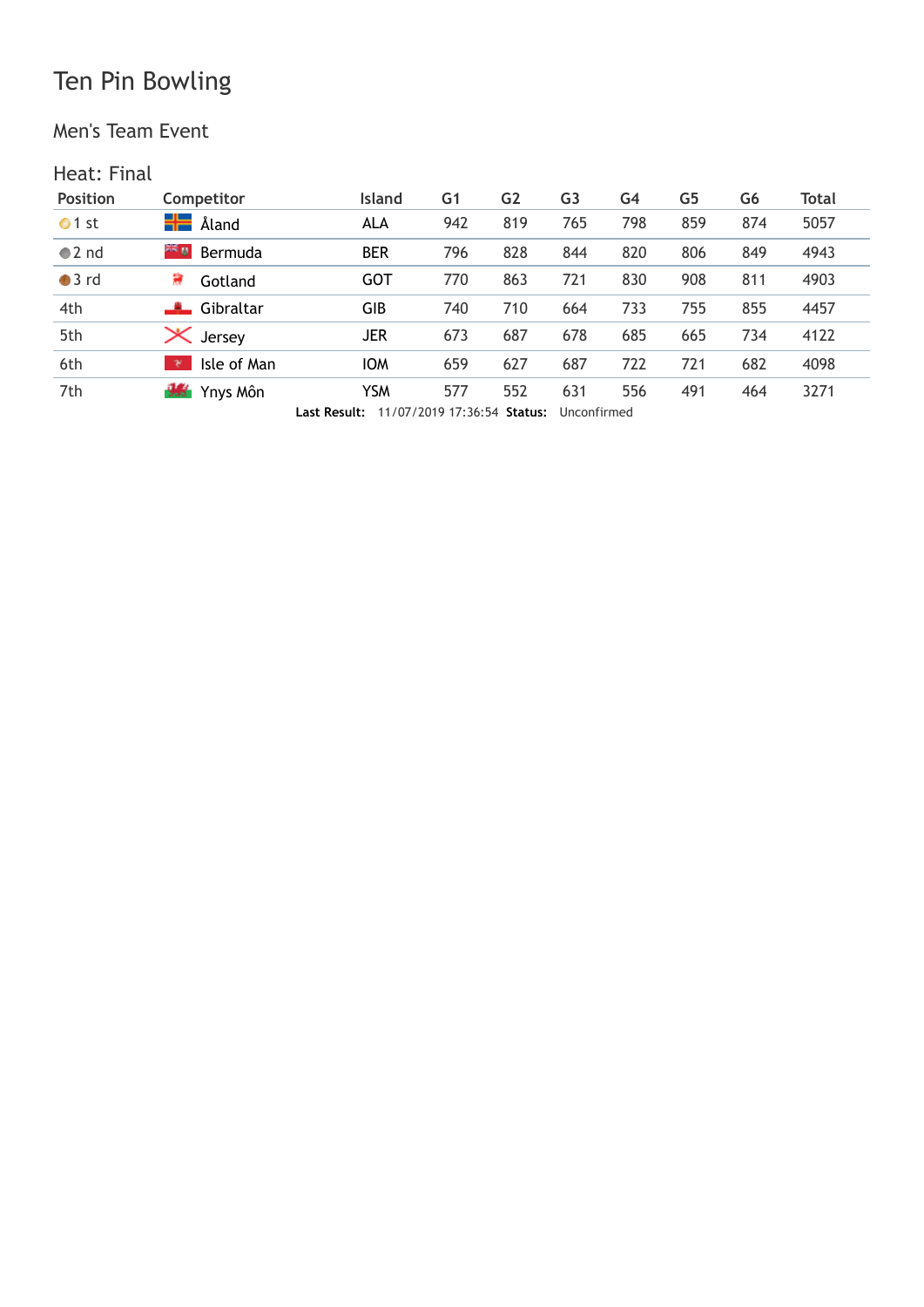# Ten Pin Bowling

## Men's Team Event

### Heat: Final

| Position | Competitor | Island | G1 | G2 | G3 | G4 | G5 | G6 | Total |
|---|---|---|---|---|---|---|---|---|---|
| 1 st | Åland | ALA | 942 | 819 | 765 | 798 | 859 | 874 | 5057 |
| 2 nd | Bermuda | BER | 796 | 828 | 844 | 820 | 806 | 849 | 4943 |
| 3 rd | Gotland | GOT | 770 | 863 | 721 | 830 | 908 | 811 | 4903 |
| 4th | Gibraltar | GIB | 740 | 710 | 664 | 733 | 755 | 855 | 4457 |
| 5th | Jersey | JER | 673 | 687 | 678 | 685 | 665 | 734 | 4122 |
| 6th | Isle of Man | IOM | 659 | 627 | 687 | 722 | 721 | 682 | 4098 |
| 7th | Ynys Môn | YSM | 577 | 552 | 631 | 556 | 491 | 464 | 3271 |

**Last Result:** 11/07/2019 17:36:54 **Status:** Unconfirmed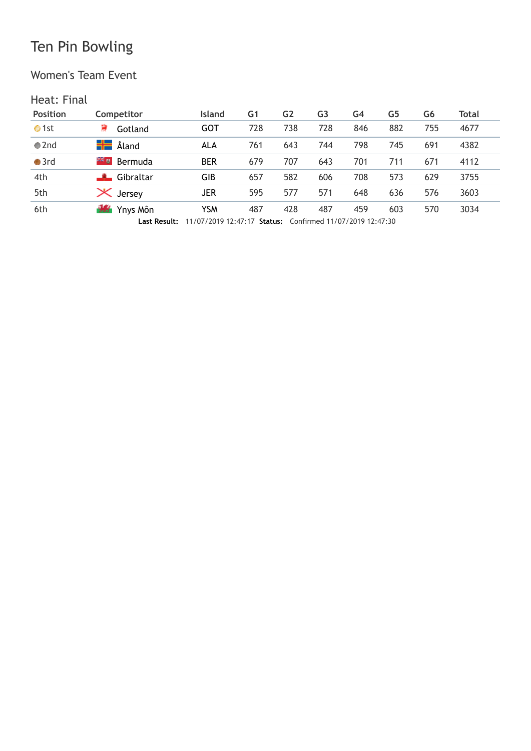# Ten Pin Bowling

## Women's Team Event

### Heat: Final

| Position | Competitor | Island | G1 | G2 | G3 | G4 | G5 | G6 | Total |
|---|---|---|---|---|---|---|---|---|---|
| 1st | Gotland | GOT | 728 | 738 | 728 | 846 | 882 | 755 | 4677 |
| 2nd | Åland | ALA | 761 | 643 | 744 | 798 | 745 | 691 | 4382 |
| 3rd | Bermuda | BER | 679 | 707 | 643 | 701 | 711 | 671 | 4112 |
| 4th | Gibraltar | GIB | 657 | 582 | 606 | 708 | 573 | 629 | 3755 |
| 5th | Jersey | JER | 595 | 577 | 571 | 648 | 636 | 576 | 3603 |
| 6th | Ynys Môn | YSM | 487 | 428 | 487 | 459 | 603 | 570 | 3034 |

**Last Result:** 11/07/2019 12:47:17 **Status:** Confirmed 11/07/2019 12:47:30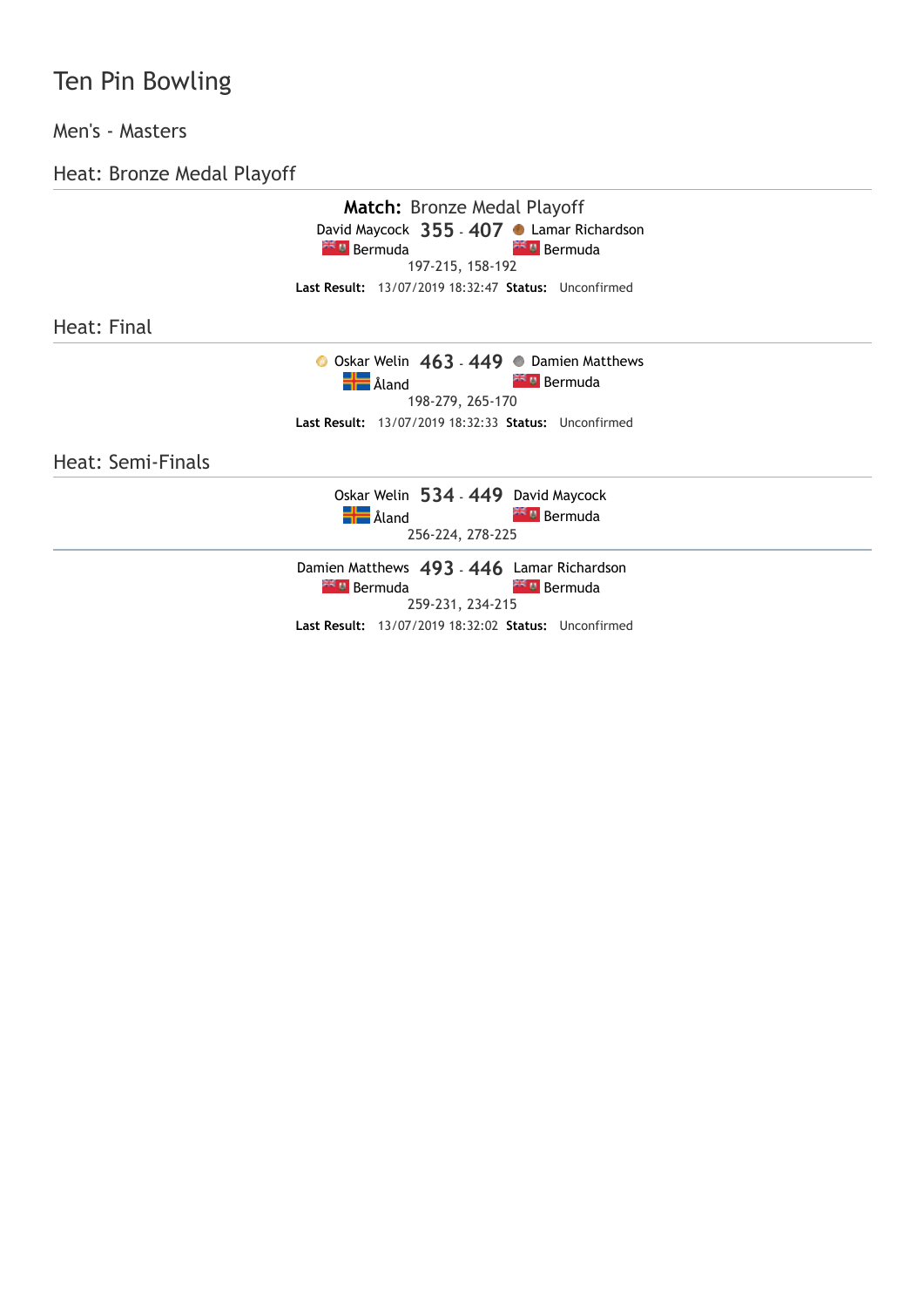# Ten Pin Bowling

## Men's - Masters

### Heat: Bronze Medal Playoff

**Match:** Bronze Medal Playoff

| | | | | |
|---|---|---|---|---|
| David Maycock | 355 | - | 407 | Lamar Richardson |
| Bermuda | | | | Bermuda |
| | 197-215, 158-192 | | | |

**Last Result:** 13/07/2019 18:32:47 **Status:** Unconfirmed

### Heat: Final

| | | | | |
|---|---|---|---|---|
| Oskar Welin | 463 | - | 449 | Damien Matthews |
| Åland | | | | Bermuda |
| | 198-279, 265-170 | | | |

**Last Result:** 13/07/2019 18:32:33 **Status:** Unconfirmed

### Heat: Semi-Finals

| | | | | |
|---|---|---|---|---|
| Oskar Welin | 534 | - | 449 | David Maycock |
| Åland | | | | Bermuda |
| | 256-224, 278-225 | | | |

| | | | | |
|---|---|---|---|---|
| Damien Matthews | 493 | - | 446 | Lamar Richardson |
| Bermuda | | | | Bermuda |
| | 259-231, 234-215 | | | |

**Last Result:** 13/07/2019 18:32:02 **Status:** Unconfirmed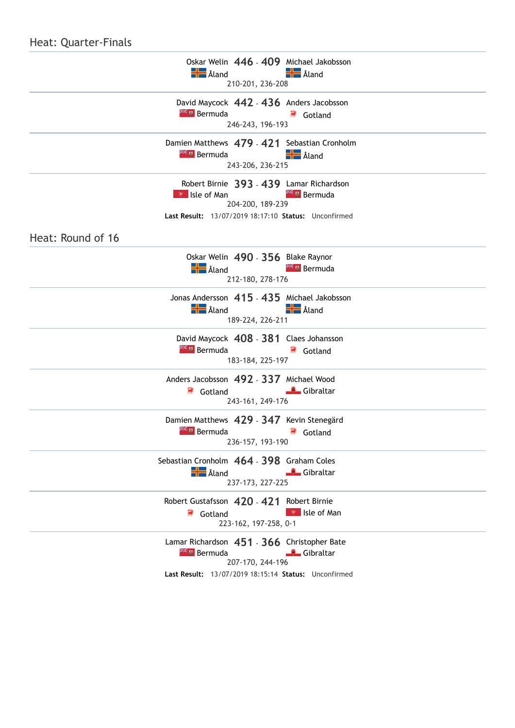## Heat: Quarter-Finals

| Player | Score | Player |
|---|---|---|
| Oskar Welin<br>Åland | 446 - 409 | Michael Jakobsson<br>Åland |
| | 210-201, 236-208 | |
| David Maycock<br>Bermuda | 442 - 436 | Anders Jacobsson<br>Gotland |
| | 246-243, 196-193 | |
| Damien Matthews<br>Bermuda | 479 - 421 | Sebastian Cronholm<br>Åland |
| | 243-206, 236-215 | |
| Robert Birnie<br>Isle of Man | 393 - 439 | Lamar Richardson<br>Bermuda |
| | 204-200, 189-239 | |

**Last Result:** 13/07/2019 18:17:10 **Status:** Unconfirmed

## Heat: Round of 16

| Player | Score | Player |
|---|---|---|
| Oskar Welin<br>Åland | 490 - 356 | Blake Raynor<br>Bermuda |
| | 212-180, 278-176 | |
| Jonas Andersson<br>Åland | 415 - 435 | Michael Jakobsson<br>Åland |
| | 189-224, 226-211 | |
| David Maycock<br>Bermuda | 408 - 381 | Claes Johansson<br>Gotland |
| | 183-184, 225-197 | |
| Anders Jacobsson<br>Gotland | 492 - 337 | Michael Wood<br>Gibraltar |
| | 243-161, 249-176 | |
| Damien Matthews<br>Bermuda | 429 - 347 | Kevin Stenegärd<br>Gotland |
| | 236-157, 193-190 | |
| Sebastian Cronholm<br>Åland | 464 - 398 | Graham Coles<br>Gibraltar |
| | 237-173, 227-225 | |
| Robert Gustafsson<br>Gotland | 420 - 421 | Robert Birnie<br>Isle of Man |
| | 223-162, 197-258, 0-1 | |
| Lamar Richardson<br>Bermuda | 451 - 366 | Christopher Bate<br>Gibraltar |
| | 207-170, 244-196 | |

**Last Result:** 13/07/2019 18:15:14 **Status:** Unconfirmed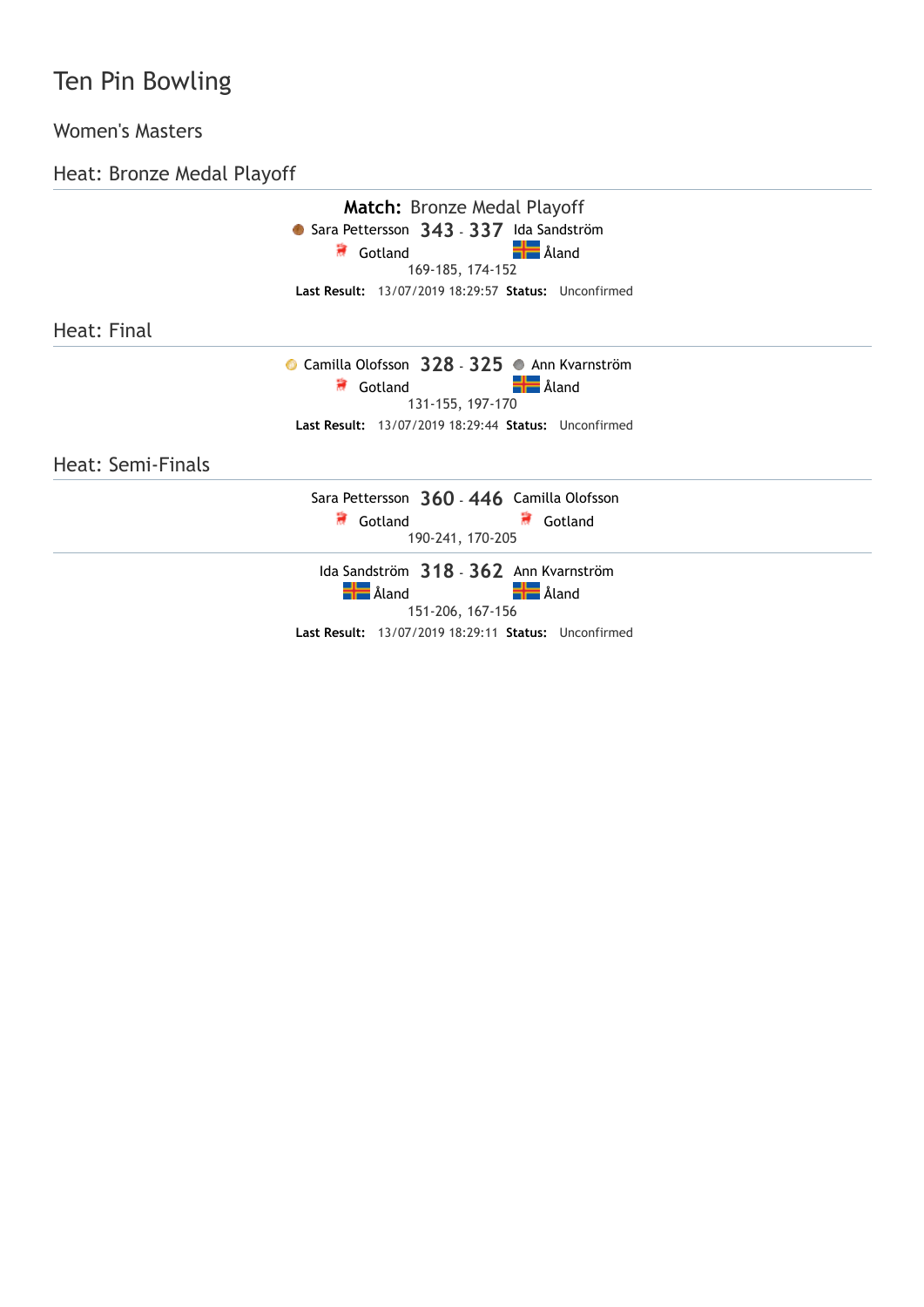# Ten Pin Bowling

## Women's Masters

### Heat: Bronze Medal Playoff

**Match:** Bronze Medal Playoff

Sara Pettersson **343** - **337** Ida Sandström
Gotland — Åland
169-185, 174-152

**Last Result:** 13/07/2019 18:29:57 **Status:** Unconfirmed

### Heat: Final

Camilla Olofsson **328** - **325** Ann Kvarnström
Gotland — Åland
131-155, 197-170

**Last Result:** 13/07/2019 18:29:44 **Status:** Unconfirmed

### Heat: Semi-Finals

Sara Pettersson **360** - **446** Camilla Olofsson
Gotland — Gotland
190-241, 170-205

---

Ida Sandström **318** - **362** Ann Kvarnström
Åland — Åland
151-206, 167-156

**Last Result:** 13/07/2019 18:29:11 **Status:** Unconfirmed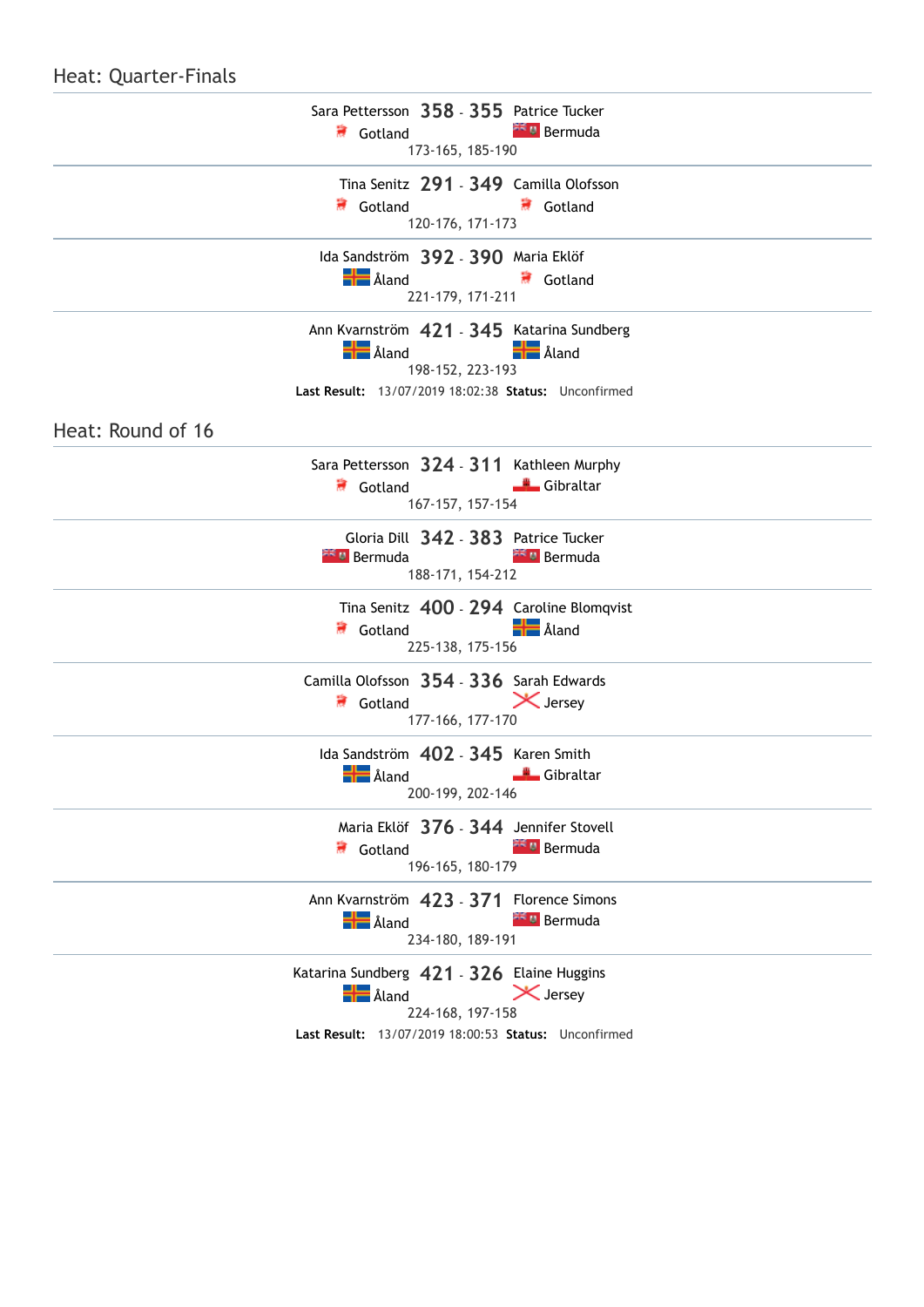## Heat: Quarter-Finals

| | | | |
|---|---|---|---|
| Sara Pettersson (Gotland) | 358 - 355 | Patrice Tucker (Bermuda) | 173-165, 185-190 |
| Tina Senitz (Gotland) | 291 - 349 | Camilla Olofsson (Gotland) | 120-176, 171-173 |
| Ida Sandström (Åland) | 392 - 390 | Maria Eklöf (Gotland) | 221-179, 171-211 |
| Ann Kvarnström (Åland) | 421 - 345 | Katarina Sundberg (Åland) | 198-152, 223-193 |

**Last Result:** 13/07/2019 18:02:38 **Status:** Unconfirmed

## Heat: Round of 16

| | | | |
|---|---|---|---|
| Sara Pettersson (Gotland) | 324 - 311 | Kathleen Murphy (Gibraltar) | 167-157, 157-154 |
| Gloria Dill (Bermuda) | 342 - 383 | Patrice Tucker (Bermuda) | 188-171, 154-212 |
| Tina Senitz (Gotland) | 400 - 294 | Caroline Blomqvist (Åland) | 225-138, 175-156 |
| Camilla Olofsson (Gotland) | 354 - 336 | Sarah Edwards (Jersey) | 177-166, 177-170 |
| Ida Sandström (Åland) | 402 - 345 | Karen Smith (Gibraltar) | 200-199, 202-146 |
| Maria Eklöf (Gotland) | 376 - 344 | Jennifer Stovell (Bermuda) | 196-165, 180-179 |
| Ann Kvarnström (Åland) | 423 - 371 | Florence Simons (Bermuda) | 234-180, 189-191 |
| Katarina Sundberg (Åland) | 421 - 326 | Elaine Huggins (Jersey) | 224-168, 197-158 |

**Last Result:** 13/07/2019 18:00:53 **Status:** Unconfirmed